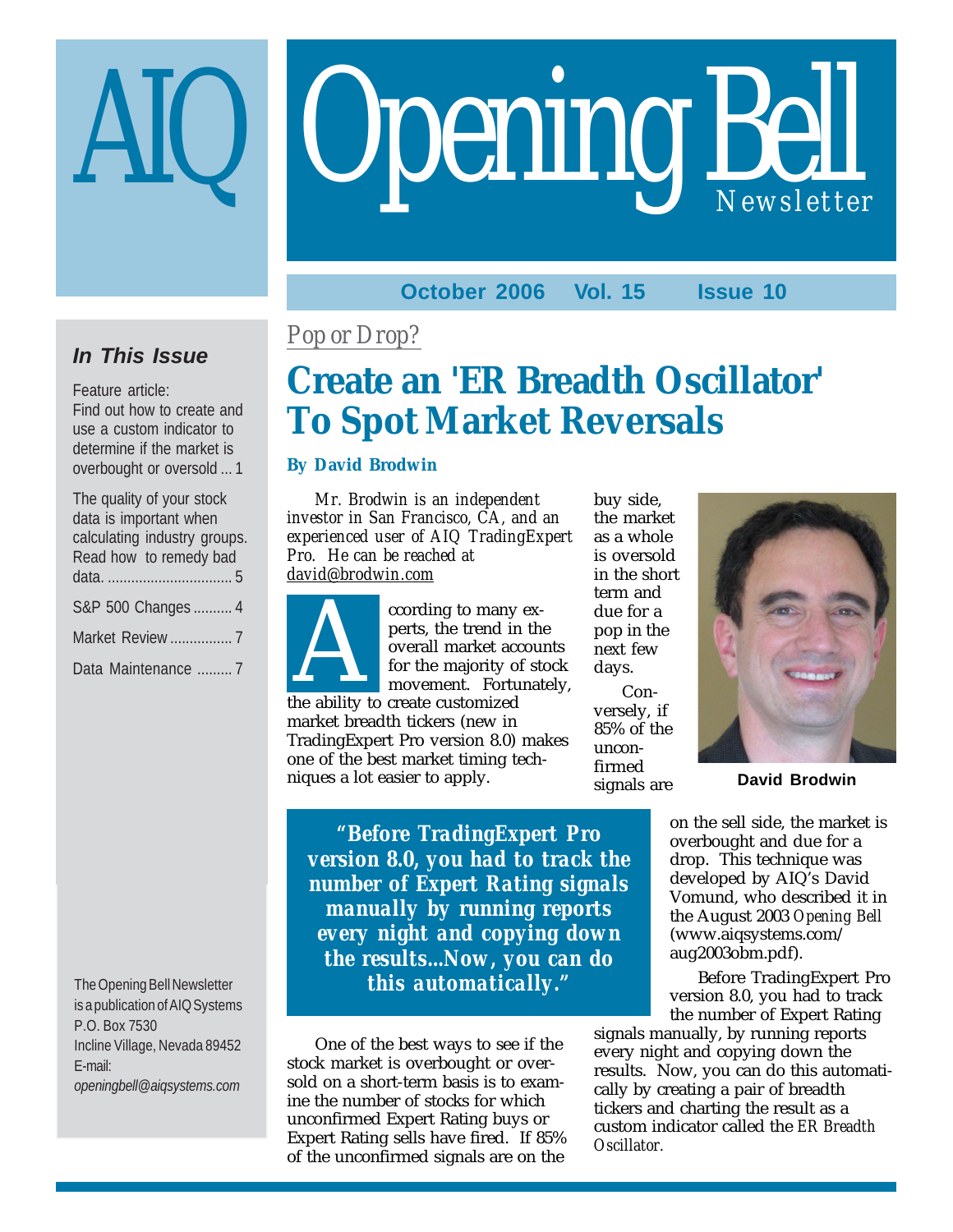# AIQ Opening Bell Newsletter

October 2006 Vol. 15 Issue 10

### In This Issue

Feature article:
Find out how to create and use a custom indicator to determine if the market is overbought or oversold ... 1

The quality of your stock data is important when calculating industry groups. Read how to remedy bad data. ... 5

S&P 500 Changes .......... 4

Market Review ................ 7

Data Maintenance ......... 7

The Opening Bell Newsletter is a publication of AIQ Systems
P.O. Box 7530
Incline Village, Nevada 89452
E-mail:
*openingbell@aiqsystems.com*

*Pop or Drop?*

## Create an 'ER Breadth Oscillator' To Spot Market Reversals

**By David Brodwin**

*Mr. Brodwin is an independent investor in San Francisco, CA, and an experienced user of AIQ TradingExpert Pro. He can be reached at david@brodwin.com*

According to many experts, the trend in the overall market accounts for the majority of stock movement. Fortunately, the ability to create customized market breadth tickers (new in TradingExpert Pro version 8.0) makes one of the best market timing techniques a lot easier to apply.

> ***"Before TradingExpert Pro version 8.0, you had to track the number of Expert Rating signals manually by running reports every night and copying down the results...Now, you can do this automatically."***

One of the best ways to see if the stock market is overbought or oversold on a short-term basis is to examine the number of stocks for which unconfirmed Expert Rating buys or Expert Rating sells have fired. If 85% of the unconfirmed signals are on the buy side, the market as a whole is oversold in the short term and due for a pop in the next few days.

**David Brodwin**

Conversely, if 85% of the unconfirmed signals are on the sell side, the market is overbought and due for a drop. This technique was developed by AIQ's David Vomund, who described it in the August 2003 *Opening Bell* (www.aiqsystems.com/aug2003obm.pdf).

Before TradingExpert Pro version 8.0, you had to track the number of Expert Rating signals manually, by running reports every night and copying down the results. Now, you can do this automatically by creating a pair of breadth tickers and charting the result as a custom indicator called the *ER Breadth Oscillator*.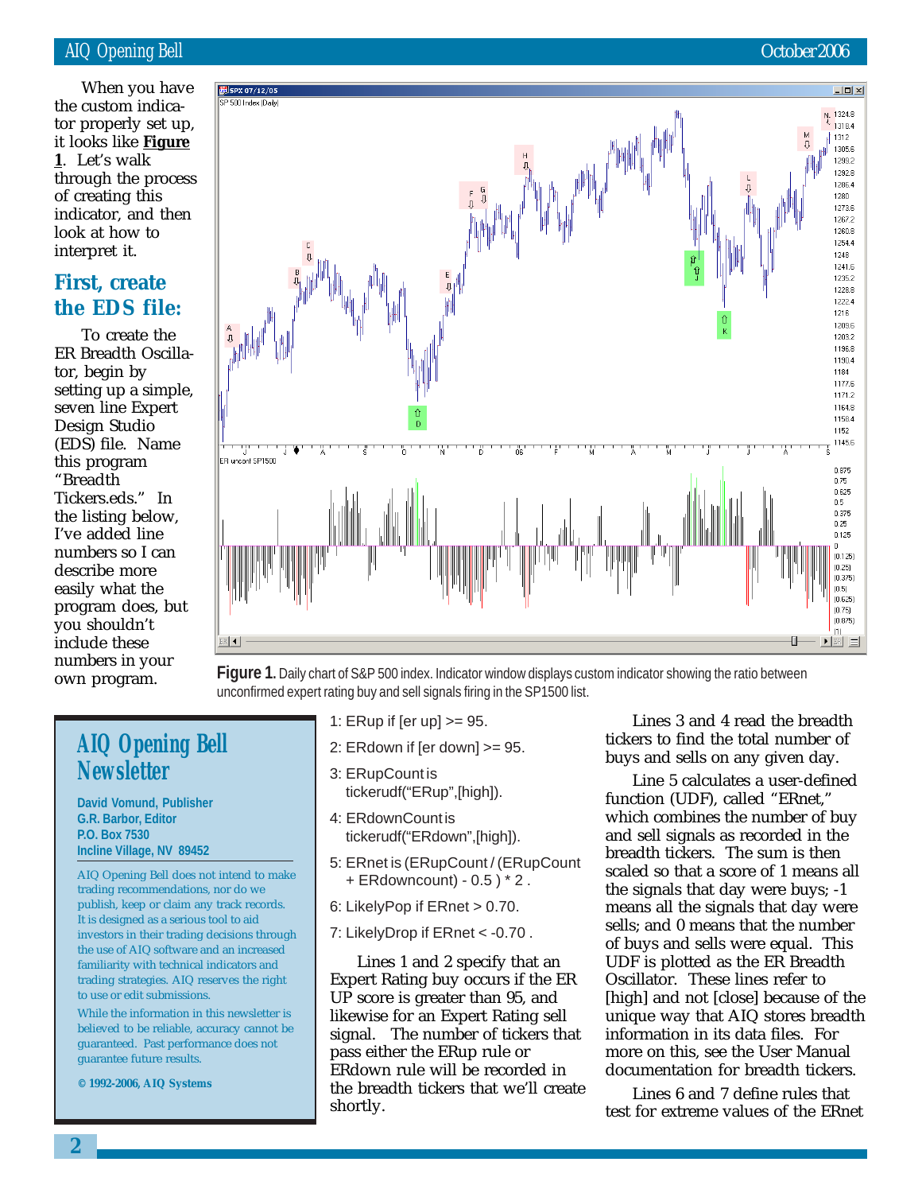When you have the custom indicator properly set up, it looks like **Figure 1**. Let's walk through the process of creating this indicator, and then look at how to interpret it.

## First, create the EDS file:

To create the ER Breadth Oscillator, begin by setting up a simple, seven line Expert Design Studio (EDS) file. Name this program "Breadth Tickers.eds." In the listing below, I've added line numbers so I can describe more easily what the program does, but you shouldn't include these numbers in your own program.

**Figure 1.** Daily chart of S&P 500 index. Indicator window displays custom indicator showing the ratio between unconfirmed expert rating buy and sell signals firing in the SP1500 list.

```
1: ERup if [er up] >= 95.
2: ERdown if [er down] >= 95.
3: ERupCount is
   tickerudf("ERup",[high]).
4: ERdownCount is
   tickerudf("ERdown",[high]).
5: ERnet is (ERupCount / (ERupCount
   + ERdowncount) - 0.5 ) * 2 .
6: LikelyPop if ERnet > 0.70.
7: LikelyDrop if ERnet < -0.70 .
```

Lines 1 and 2 specify that an Expert Rating buy occurs if the ER UP score is greater than 95, and likewise for an Expert Rating sell signal. The number of tickers that pass either the ERup rule or ERdown rule will be recorded in the breadth tickers that we'll create shortly.

Lines 3 and 4 read the breadth tickers to find the total number of buys and sells on any given day.

Line 5 calculates a user-defined function (UDF), called "ERnet," which combines the number of buy and sell signals as recorded in the breadth tickers. The sum is then scaled so that a score of 1 means all the signals that day were buys; -1 means all the signals that day were sells; and 0 means that the number of buys and sells were equal. This UDF is plotted as the ER Breadth Oscillator. These lines refer to [high] and not [close] because of the unique way that AIQ stores breadth information in its data files. For more on this, see the User Manual documentation for breadth tickers.

Lines 6 and 7 define rules that test for extreme values of the ERnet

---

**AIQ Opening Bell Newsletter**

**David Vomund, Publisher**
**G.R. Barbor, Editor**
**P.O. Box 7530**
**Incline Village, NV 89452**

AIQ Opening Bell does not intend to make trading recommendations, nor do we publish, keep or claim any track records. It is designed as a serious tool to aid investors in their trading decisions through the use of AIQ software and an increased familiarity with technical indicators and trading strategies. AIQ reserves the right to use or edit submissions.

While the information in this newsletter is believed to be reliable, accuracy cannot be guaranteed. Past performance does not guarantee future results.

**© 1992-2006, AIQ Systems**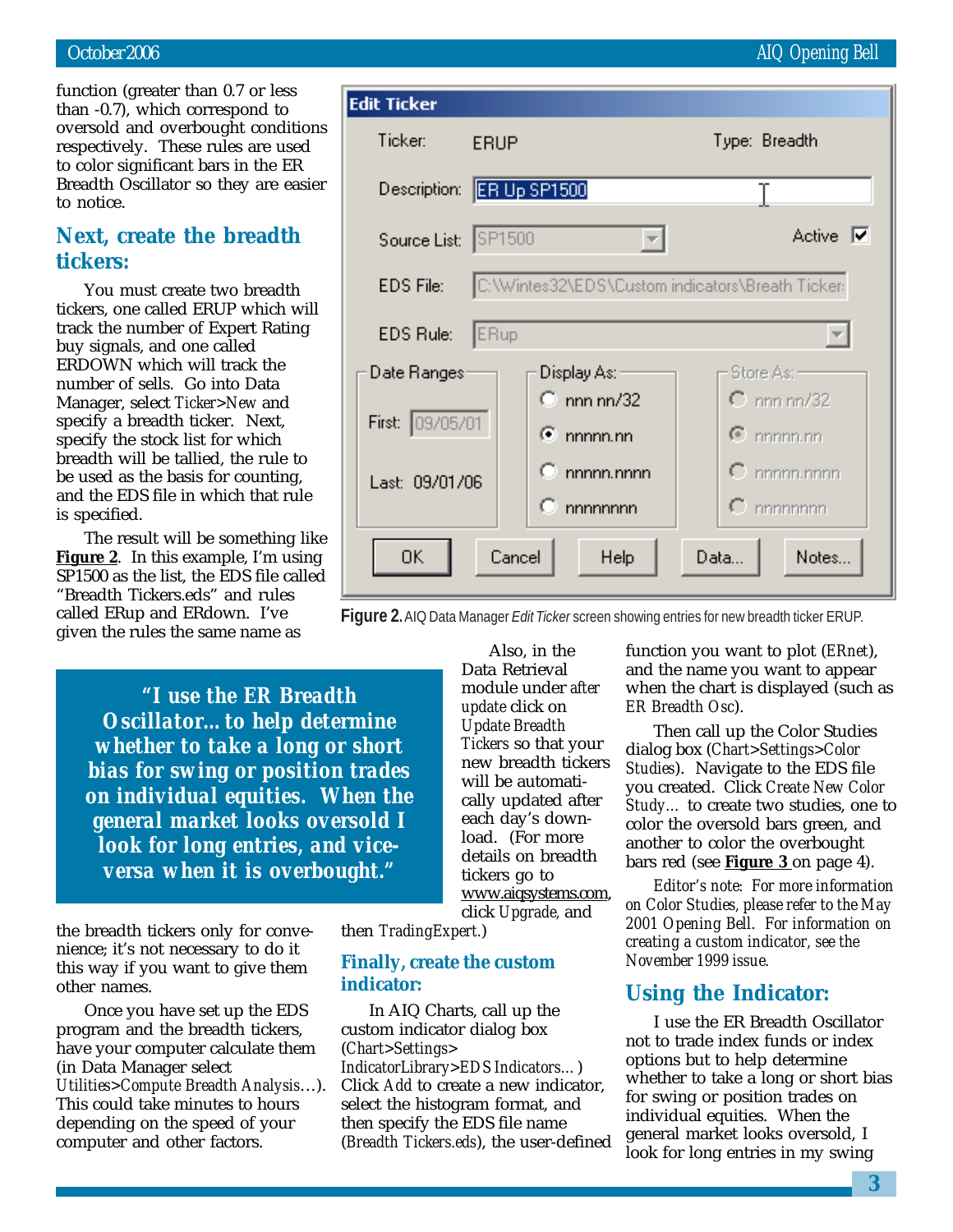function (greater than 0.7 or less than -0.7), which correspond to oversold and overbought conditions respectively. These rules are used to color significant bars in the ER Breadth Oscillator so they are easier to notice.

## Next, create the breadth tickers:

You must create two breadth tickers, one called ERUP which will track the number of Expert Rating buy signals, and one called ERDOWN which will track the number of sells. Go into Data Manager, select *Ticker>New* and specify a breadth ticker. Next, specify the stock list for which breadth will be tallied, the rule to be used as the basis for counting, and the EDS file in which that rule is specified.

The result will be something like **Figure 2**. In this example, I'm using SP1500 as the list, the EDS file called "Breadth Tickers.eds" and rules called ERup and ERdown. I've given the rules the same name as the breadth tickers only for convenience; it's not necessary to do it this way if you want to give them other names.

**Figure 2.** AIQ Data Manager *Edit Ticker* screen showing entries for new breadth ticker ERUP.

> ***"I use the ER Breadth Oscillator…to help determine whether to take a long or short bias for swing or position trades on individual equities. When the general market looks oversold I look for long entries, and vice-versa when it is overbought."***

Once you have set up the EDS program and the breadth tickers, have your computer calculate them (in Data Manager select *Utilities>Compute Breadth Analysis…*). This could take minutes to hours depending on the speed of your computer and other factors.

Also, in the Data Retrieval module under *after update* click on *Update Breadth Tickers* so that your new breadth tickers will be automatically updated after each day's download. (For more details on breadth tickers go to www.aiqsystems.com, click *Upgrade*, and then *TradingExpert*.)

## Finally, create the custom indicator:

In AIQ Charts, call up the custom indicator dialog box (*Chart>Settings> IndicatorLibrary>EDS Indicators…*) Click *Add* to create a new indicator, select the histogram format, and then specify the EDS file name (*Breadth Tickers.eds*), the user-defined function you want to plot (*ERnet*), and the name you want to appear when the chart is displayed (such as *ER Breadth Osc*).

Then call up the Color Studies dialog box (*Chart>Settings>Color Studies*). Navigate to the EDS file you created. Click *Create New Color Study…* to create two studies, one to color the oversold bars green, and another to color the overbought bars red (see **Figure 3** on page 4).

*Editor's note: For more information on Color Studies, please refer to the May 2001 Opening Bell. For information on creating a custom indicator, see the November 1999 issue.*

## Using the Indicator:

I use the ER Breadth Oscillator not to trade index funds or index options but to help determine whether to take a long or short bias for swing or position trades on individual equities. When the general market looks oversold, I look for long entries in my swing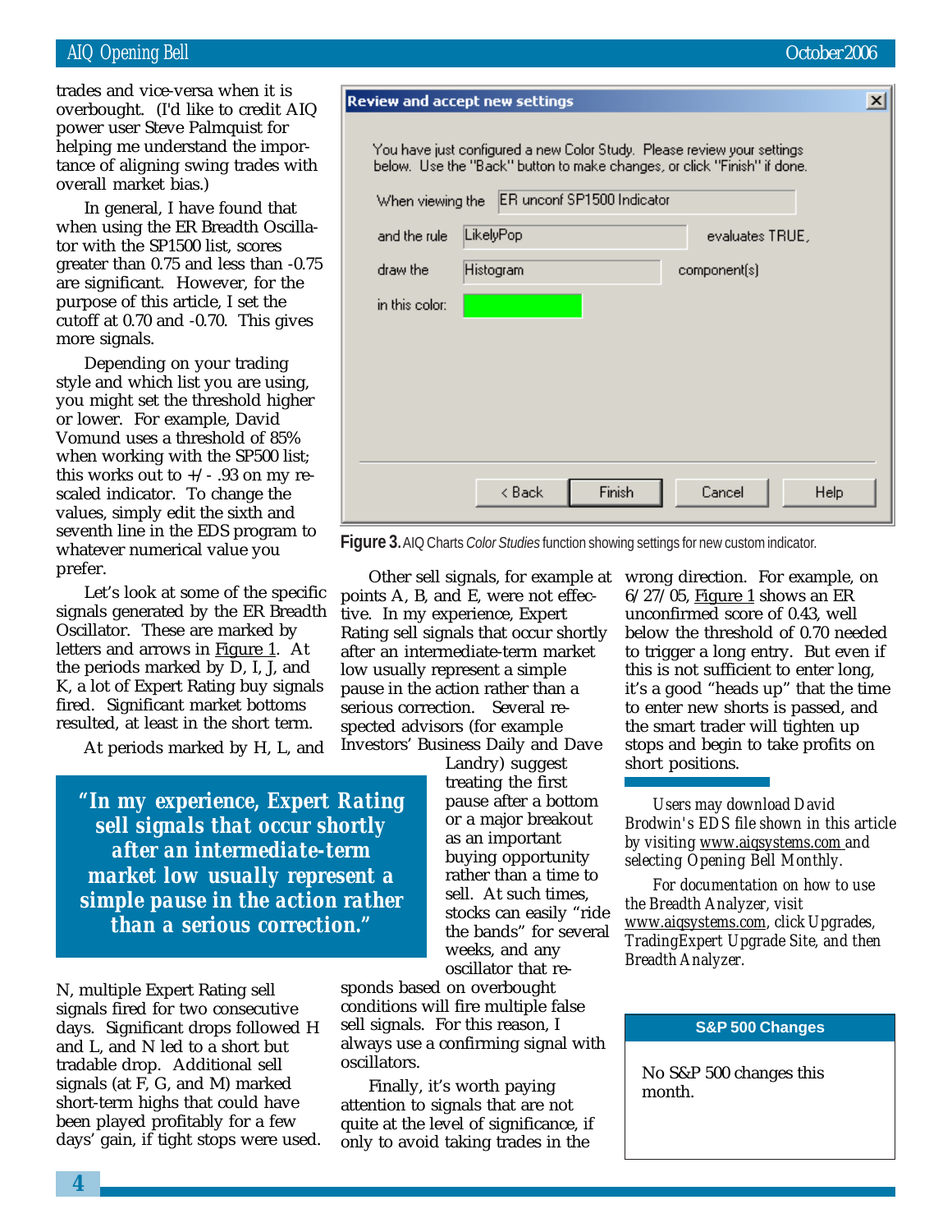trades and vice-versa when it is overbought. (I'd like to credit AIQ power user Steve Palmquist for helping me understand the importance of aligning swing trades with overall market bias.)

In general, I have found that when using the ER Breadth Oscillator with the SP1500 list, scores greater than 0.75 and less than -0.75 are significant. However, for the purpose of this article, I set the cutoff at 0.70 and -0.70. This gives more signals.

Depending on your trading style and which list you are using, you might set the threshold higher or lower. For example, David Vomund uses a threshold of 85% when working with the SP500 list; this works out to +/- .93 on my rescaled indicator. To change the values, simply edit the sixth and seventh line in the EDS program to whatever numerical value you prefer.

Let's look at some of the specific signals generated by the ER Breadth Oscillator. These are marked by letters and arrows in Figure 1. At the periods marked by D, I, J, and K, a lot of Expert Rating buy signals fired. Significant market bottoms resulted, at least in the short term.

At periods marked by H, L, and N, multiple Expert Rating sell signals fired for two consecutive days. Significant drops followed H and L, and N led to a short but tradable drop. Additional sell signals (at F, G, and M) marked short-term highs that could have been played profitably for a few days' gain, if tight stops were used.

> **"In my experience, Expert Rating sell signals that occur shortly after an intermediate-term market low usually represent a simple pause in the action rather than a serious correction."**

**Review and accept new settings**

You have just configured a new Color Study. Please review your settings below. Use the "Back" button to make changes, or click "Finish" if done.

When viewing the: ER unconf SP1500 Indicator
and the rule: LikelyPop — evaluates TRUE,
draw the: Histogram — component(s)
in this color: [green]

< Back | Finish | Cancel | Help

**Figure 3.** AIQ Charts *Color Studies* function showing settings for new custom indicator.

Other sell signals, for example at points A, B, and E, were not effective. In my experience, Expert Rating sell signals that occur shortly after an intermediate-term market low usually represent a simple pause in the action rather than a serious correction. Several respected advisors (for example Investors' Business Daily and Dave Landry) suggest treating the first pause after a bottom or a major breakout as an important buying opportunity rather than a time to sell. At such times, stocks can easily "ride the bands" for several weeks, and any oscillator that responds based on overbought conditions will fire multiple false sell signals. For this reason, I always use a confirming signal with oscillators.

Finally, it's worth paying attention to signals that are not quite at the level of significance, if only to avoid taking trades in the wrong direction. For example, on 6/27/05, Figure 1 shows an ER unconfirmed score of 0.43, well below the threshold of 0.70 needed to trigger a long entry. But even if this is not sufficient to enter long, it's a good "heads up" that the time to enter new shorts is passed, and the smart trader will tighten up stops and begin to take profits on short positions.

*Users may download David Brodwin's EDS file shown in this article by visiting www.aiqsystems.com and selecting Opening Bell Monthly.*

*For documentation on how to use the Breadth Analyzer, visit www.aiqsystems.com, click Upgrades, TradingExpert Upgrade Site, and then Breadth Analyzer.*

**S&P 500 Changes**

No S&P 500 changes this month.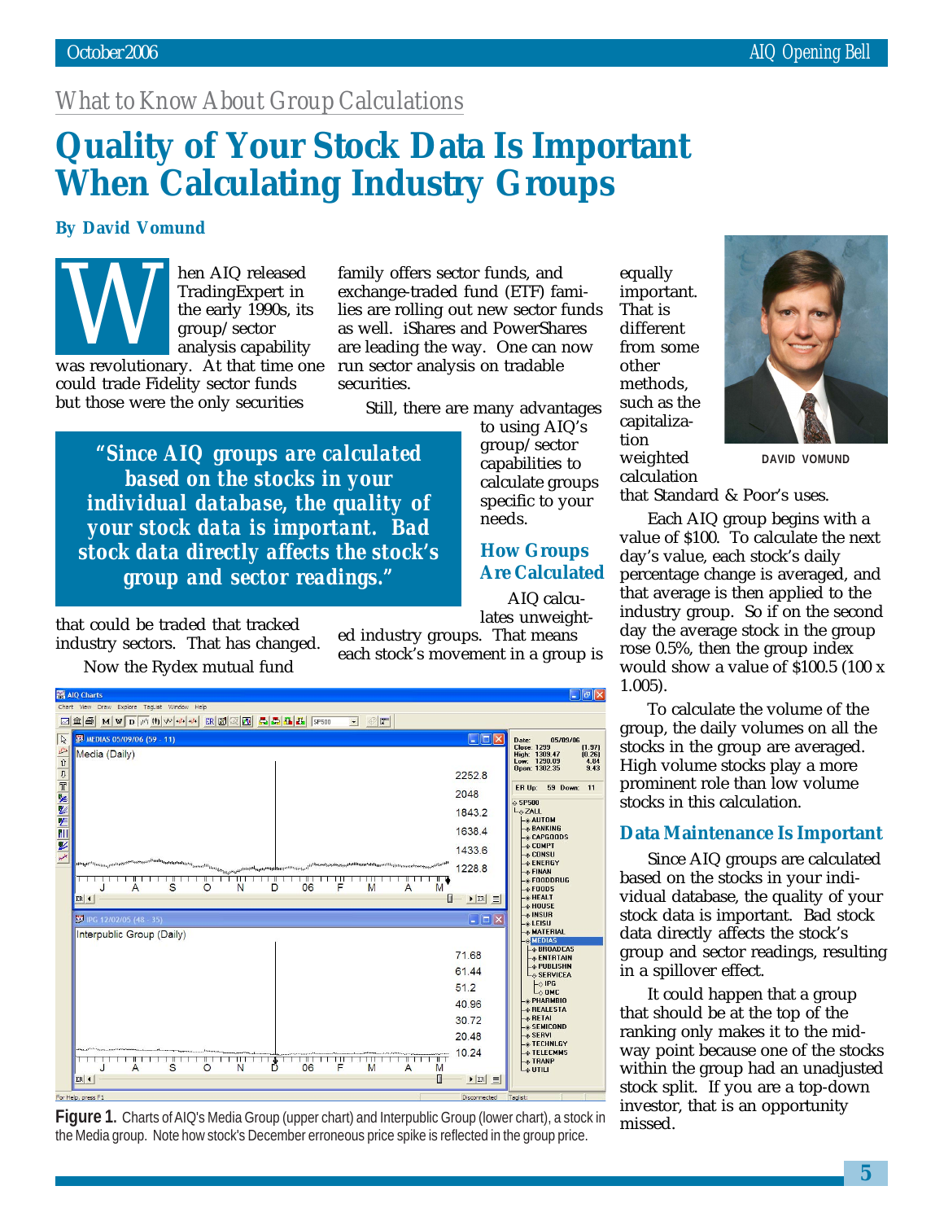*What to Know About Group Calculations*

# Quality of Your Stock Data Is Important When Calculating Industry Groups

**By David Vomund**

When AIQ released TradingExpert in the early 1990s, its group/sector analysis capability was revolutionary. At that time one could trade Fidelity sector funds but those were the only securities that could be traded that tracked industry sectors. That has changed.

Now the Rydex mutual fund family offers sector funds, and exchange-traded fund (ETF) families are rolling out new sector funds as well. iShares and PowerShares are leading the way. One can now run sector analysis on tradable securities.

Still, there are many advantages to using AIQ's group/sector capabilities to calculate groups specific to your needs.

> **"Since AIQ groups are calculated based on the stocks in your individual database, the quality of your stock data is important. Bad stock data directly affects the stock's group and sector readings."**

## How Groups Are Calculated

AIQ calculates unweighted industry groups. That means each stock's movement in a group is equally important. That is different from some other methods, such as the capitalization weighted calculation that Standard & Poor's uses.

DAVID VOMUND

Each AIQ group begins with a value of \$100. To calculate the next day's value, each stock's daily percentage change is averaged, and that average is then applied to the industry group. So if on the second day the average stock in the group rose 0.5%, then the group index would show a value of \$100.5 (100 x 1.005).

To calculate the volume of the group, the daily volumes on all the stocks in the group are averaged. High volume stocks play a more prominent role than low volume stocks in this calculation.

## Data Maintenance Is Important

Since AIQ groups are calculated based on the stocks in your individual database, the quality of your stock data is important. Bad stock data directly affects the stock's group and sector readings, resulting in a spillover effect.

It could happen that a group that should be at the top of the ranking only makes it to the midway point because one of the stocks within the group had an unadjusted stock split. If you are a top-down investor, that is an opportunity missed.

**Figure 1.** Charts of AIQ's Media Group (upper chart) and Interpublic Group (lower chart), a stock in the Media group. Note how stock's December erroneous price spike is reflected in the group price.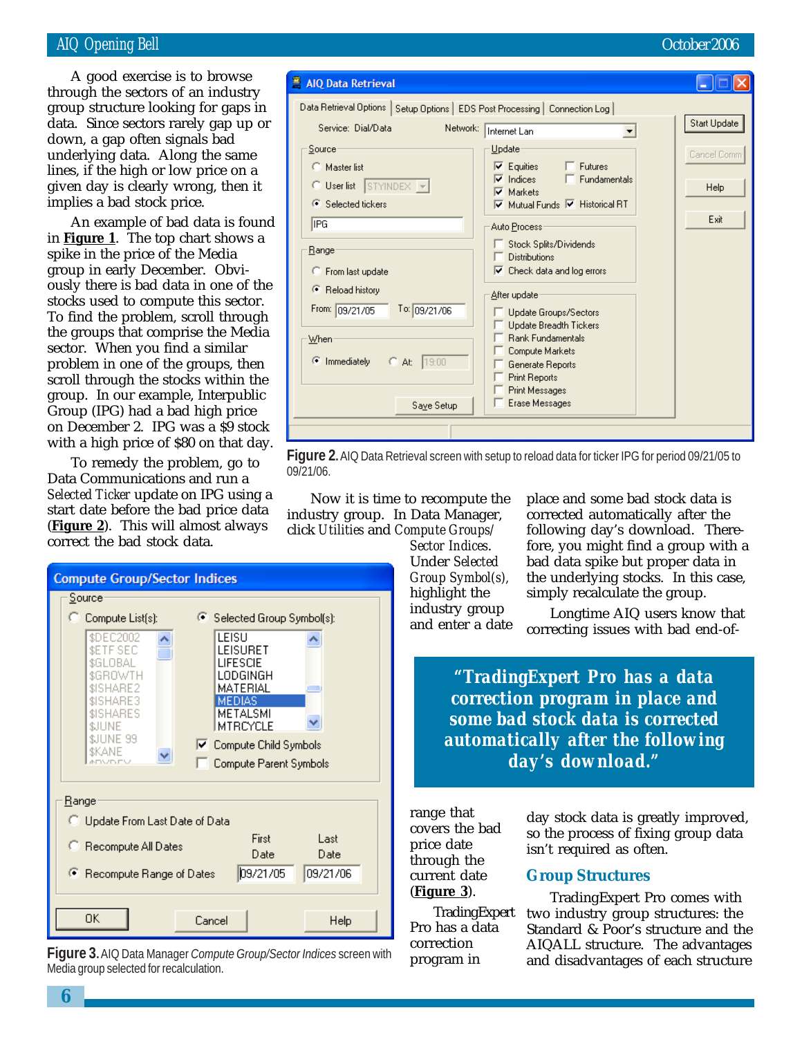A good exercise is to browse through the sectors of an industry group structure looking for gaps in data. Since sectors rarely gap up or down, a gap often signals bad underlying data. Along the same lines, if the high or low price on a given day is clearly wrong, then it implies a bad stock price.

An example of bad data is found in **Figure 1**. The top chart shows a spike in the price of the Media group in early December. Obviously there is bad data in one of the stocks used to compute this sector. To find the problem, scroll through the groups that comprise the Media sector. When you find a similar problem in one of the groups, then scroll through the stocks within the group. In our example, Interpublic Group (IPG) had a bad high price on December 2. IPG was a $9 stock with a high price of $80 on that day.

To remedy the problem, go to Data Communications and run a *Selected Ticker* update on IPG using a start date before the bad price data (**Figure 2**). This will almost always correct the bad stock data.

**Figure 2.** AIQ Data Retrieval screen with setup to reload data for ticker IPG for period 09/21/05 to 09/21/06.

Now it is time to recompute the industry group. In Data Manager, click *Utilities* and *Compute Groups/Sector Indices*. Under *Selected Group Symbol(s)*, highlight the industry group and enter a date range that covers the bad price date through the current date (**Figure 3**).

**Figure 3.** AIQ Data Manager *Compute Group/Sector Indices* screen with Media group selected for recalculation.

TradingExpert Pro has a data correction program in place and some bad stock data is corrected automatically after the following day's download. Therefore, you might find a group with a bad data spike but proper data in the underlying stocks. In this case, simply recalculate the group.

Longtime AIQ users know that correcting issues with bad end-of-day stock data is greatly improved, so the process of fixing group data isn't required as often.

> **"TradingExpert Pro has a data correction program in place and some bad stock data is corrected automatically after the following day's download."**

## Group Structures

TradingExpert Pro comes with two industry group structures: the Standard & Poor's structure and the AIQALL structure. The advantages and disadvantages of each structure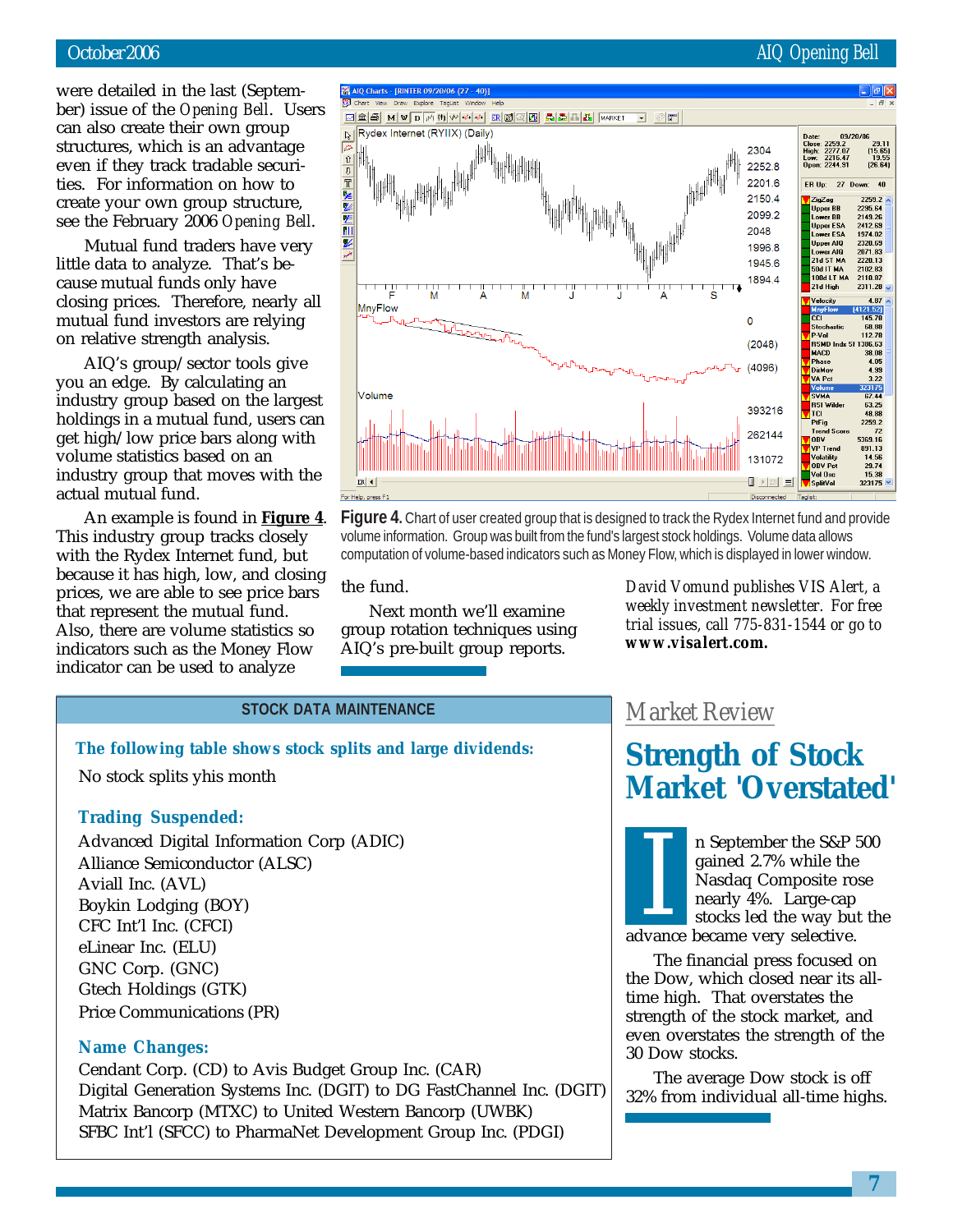were detailed in the last (September) issue of the *Opening Bell*. Users can also create their own group structures, which is an advantage even if they track tradable securities. For information on how to create your own group structure, see the February 2006 *Opening Bell*.

Mutual fund traders have very little data to analyze. That's because mutual funds only have closing prices. Therefore, nearly all mutual fund investors are relying on relative strength analysis.

AIQ's group/sector tools give you an edge. By calculating an industry group based on the largest holdings in a mutual fund, users can get high/low price bars along with volume statistics based on an industry group that moves with the actual mutual fund.

An example is found in **Figure 4**. This industry group tracks closely with the Rydex Internet fund, but because it has high, low, and closing prices, we are able to see price bars that represent the mutual fund. Also, there are volume statistics so indicators such as the Money Flow indicator can be used to analyze the fund.

**Figure 4.** Chart of user created group that is designed to track the Rydex Internet fund and provide volume information. Group was built from the fund's largest stock holdings. Volume data allows computation of volume-based indicators such as Money Flow, which is displayed in lower window.

Next month we'll examine group rotation techniques using AIQ's pre-built group reports.

*David Vomund publishes VIS Alert, a weekly investment newsletter. For free trial issues, call 775-831-1544 or go to* ***www.visalert.com.***

## STOCK DATA MAINTENANCE

**The following table shows stock splits and large dividends:**

No stock splits yhis month

**Trading Suspended:**

Advanced Digital Information Corp (ADIC)
Alliance Semiconductor (ALSC)
Aviall Inc. (AVL)
Boykin Lodging (BOY)
CFC Int'l Inc. (CFCI)
eLinear Inc. (ELU)
GNC Corp. (GNC)
Gtech Holdings (GTK)
Price Communications (PR)

**Name Changes:**

Cendant Corp. (CD) to Avis Budget Group Inc. (CAR)
Digital Generation Systems Inc. (DGIT) to DG FastChannel Inc. (DGIT)
Matrix Bancorp (MTXC) to United Western Bancorp (UWBK)
SFBC Int'l (SFCC) to PharmaNet Development Group Inc. (PDGI)

## Market Review

# Strength of Stock Market 'Overstated'

In September the S&P 500 gained 2.7% while the Nasdaq Composite rose nearly 4%. Large-cap stocks led the way but the advance became very selective.

The financial press focused on the Dow, which closed near its all-time high. That overstates the strength of the stock market, and even overstates the strength of the 30 Dow stocks.

The average Dow stock is off 32% from individual all-time highs.